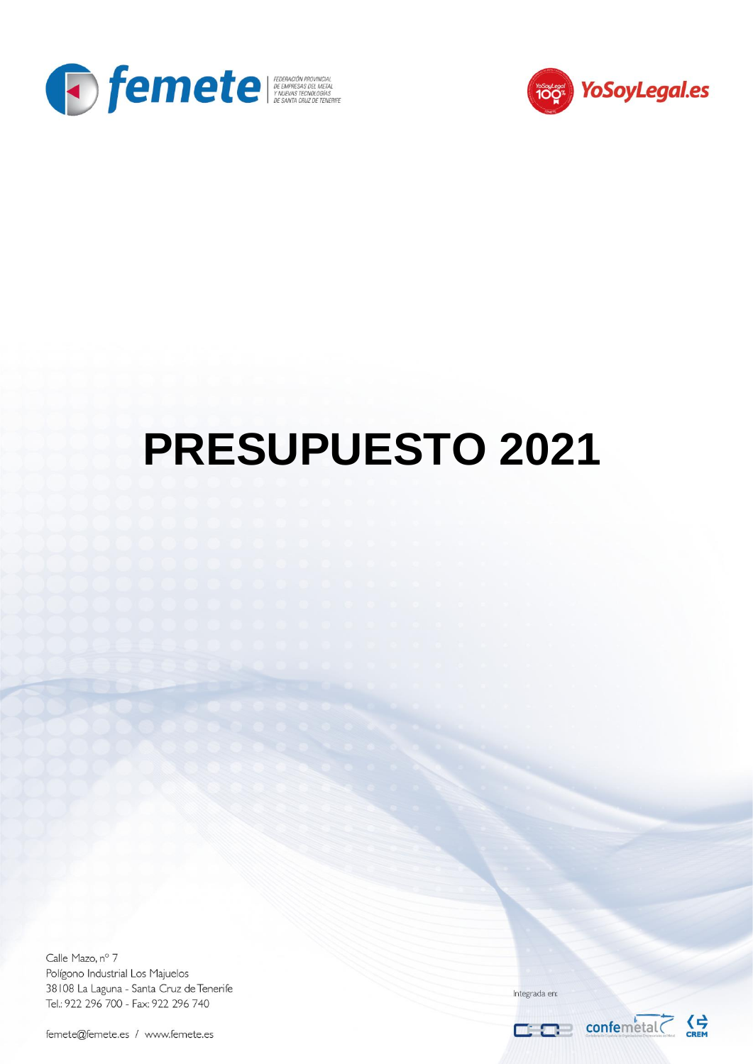femete FEDERACIÓN PROVINCIAL DE EMPRESAS DEL METAL Y NUEVAS TECNOLOGÍAS DE SANTA CRUZ DE TENERIFE

YoSoyLegal.es

# PRESUPUESTO 2021

Calle Mazo, nº 7
Polígono Industrial Los Majuelos
38108 La Laguna - Santa Cruz de Tenerife
Tel.: 922 296 700 - Fax: 922 296 740

femete@femete.es / www.femete.es

Integrada en:

CEOE confemetal CREM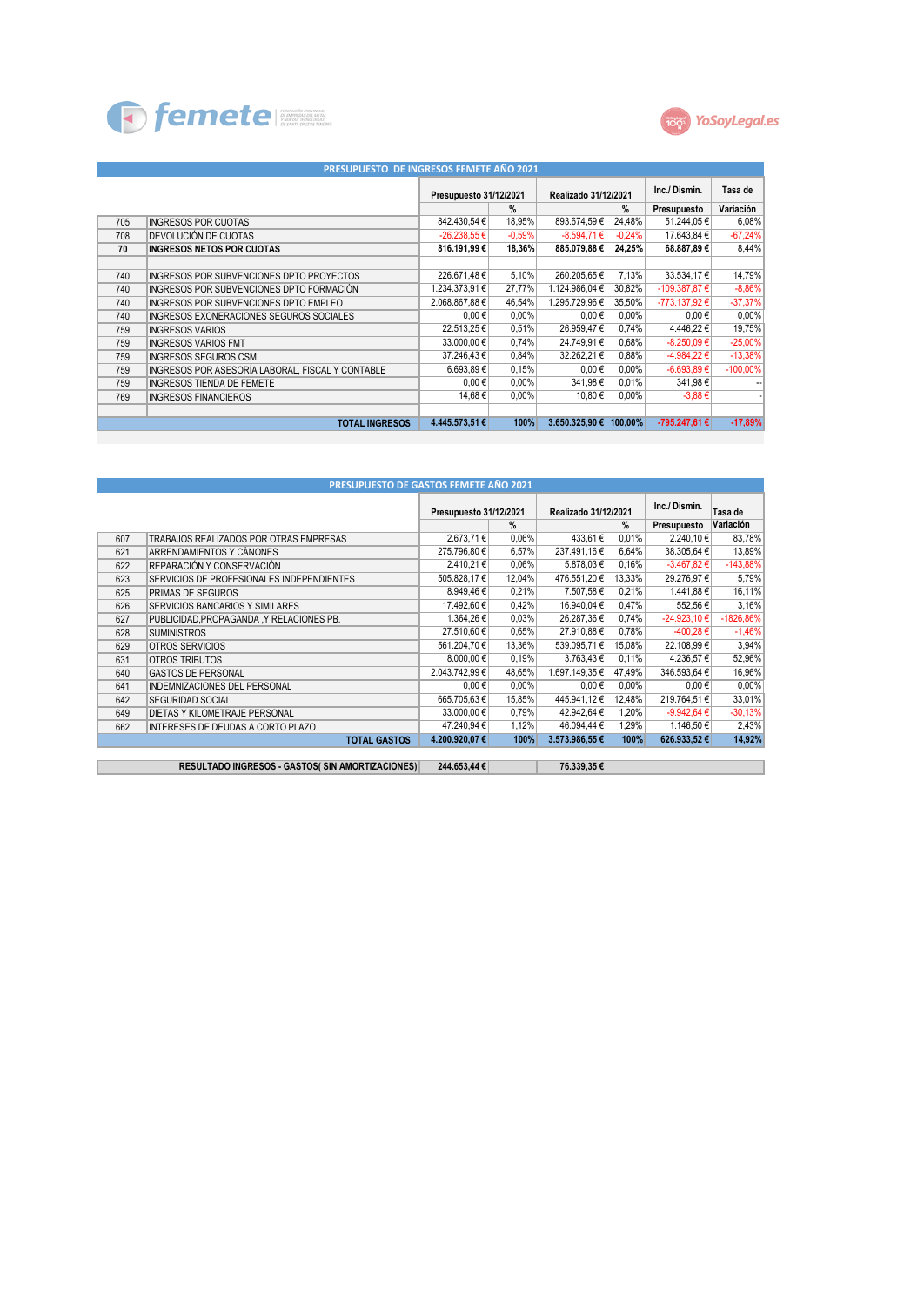## PRESUPUESTO DE INGRESOS FEMETE AÑO 2021

| | | Presupuesto 31/12/2021 | | Realizado 31/12/2021 | | Inc./ Dismin. | Tasa de |
|---|---|---|---|---|---|---|---|
| | | | % | | % | Presupuesto | Variación |
| 705 | INGRESOS POR CUOTAS | 842.430,54 € | 18,95% | 893.674,59 € | 24,48% | 51.244,05 € | 6,08% |
| 708 | DEVOLUCIÓN DE CUOTAS | -26.238,55 € | -0,59% | -8.594,71 € | -0,24% | 17.643,84 € | -67,24% |
| **70** | **INGRESOS NETOS POR CUOTAS** | **816.191,99 €** | **18,36%** | **885.079,88 €** | **24,25%** | **68.887,89 €** | 8,44% |
| | | | | | | | |
| 740 | INGRESOS POR SUBVENCIONES DPTO PROYECTOS | 226.671,48 € | 5,10% | 260.205,65 € | 7,13% | 33.534,17 € | 14,79% |
| 740 | INGRESOS POR SUBVENCIONES DPTO FORMACIÓN | 1.234.373,91 € | 27,77% | 1.124.986,04 € | 30,82% | -109.387,87 € | -8,86% |
| 740 | INGRESOS POR SUBVENCIONES DPTO EMPLEO | 2.068.867,88 € | 46,54% | 1.295.729,96 € | 35,50% | -773.137,92 € | -37,37% |
| 740 | INGRESOS EXONERACIONES SEGUROS SOCIALES | 0,00 € | 0,00% | 0,00 € | 0,00% | 0,00 € | 0,00% |
| 759 | INGRESOS VARIOS | 22.513,25 € | 0,51% | 26.959,47 € | 0,74% | 4.446,22 € | 19,75% |
| 759 | INGRESOS VARIOS FMT | 33.000,00 € | 0,74% | 24.749,91 € | 0,68% | -8.250,09 € | -25,00% |
| 759 | INGRESOS SEGUROS CSM | 37.246,43 € | 0,84% | 32.262,21 € | 0,88% | -4.984,22 € | -13,38% |
| 759 | INGRESOS POR ASESORÍA LABORAL, FISCAL Y CONTABLE | 6.693,89 € | 0,15% | 0,00 € | 0,00% | -6.693,89 € | -100,00% |
| 759 | INGRESOS TIENDA DE FEMETE | 0,00 € | 0,00% | 341,98 € | 0,01% | 341,98 € | -- |
| 769 | INGRESOS FINANCIEROS | 14,68 € | 0,00% | 10,80 € | 0,00% | -3,88 € | - |
| | | | | | | | |
| | **TOTAL INGRESOS** | **4.445.573,51 €** | **100%** | **3.650.325,90 €** | **100,00%** | **-795.247,61 €** | **-17,89%** |

## PRESUPUESTO DE GASTOS FEMETE AÑO 2021

| | | Presupuesto 31/12/2021 | | Realizado 31/12/2021 | | Inc./ Dismin. | Tasa de |
|---|---|---|---|---|---|---|---|
| | | | % | | % | Presupuesto | Variación |
| 607 | TRABAJOS REALIZADOS POR OTRAS EMPRESAS | 2.673,71 € | 0,06% | 433,61 € | 0,01% | 2.240,10 € | 83,78% |
| 621 | ARRENDAMIENTOS Y CÁNONES | 275.796,80 € | 6,57% | 237.491,16 € | 6,64% | 38.305,64 € | 13,89% |
| 622 | REPARACIÓN Y CONSERVACIÓN | 2.410,21 € | 0,06% | 5.878,03 € | 0,16% | -3.467,82 € | -143,88% |
| 623 | SERVICIOS DE PROFESIONALES INDEPENDIENTES | 505.828,17 € | 12,04% | 476.551,20 € | 13,33% | 29.276,97 € | 5,79% |
| 625 | PRIMAS DE SEGUROS | 8.949,46 € | 0,21% | 7.507,58 € | 0,21% | 1.441,88 € | 16,11% |
| 626 | SERVICIOS BANCARIOS Y SIMILARES | 17.492,60 € | 0,42% | 16.940,04 € | 0,47% | 552,56 € | 3,16% |
| 627 | PUBLICIDAD,PROPAGANDA ,Y RELACIONES PB. | 1.364,26 € | 0,03% | 26.287,36 € | 0,74% | -24.923,10 € | -1826,86% |
| 628 | SUMINISTROS | 27.510,60 € | 0,65% | 27.910,88 € | 0,78% | -400,28 € | -1,46% |
| 629 | OTROS SERVICIOS | 561.204,70 € | 13,36% | 539.095,71 € | 15,08% | 22.108,99 € | 3,94% |
| 631 | OTROS TRIBUTOS | 8.000,00 € | 0,19% | 3.763,43 € | 0,11% | 4.236,57 € | 52,96% |
| 640 | GASTOS DE PERSONAL | 2.043.742,99 € | 48,65% | 1.697.149,35 € | 47,49% | 346.593,64 € | 16,96% |
| 641 | INDEMNIZACIONES DEL PERSONAL | 0,00 € | 0,00% | 0,00 € | 0,00% | 0,00 € | 0,00% |
| 642 | SEGURIDAD SOCIAL | 665.705,63 € | 15,85% | 445.941,12 € | 12,48% | 219.764,51 € | 33,01% |
| 649 | DIETAS Y KILOMETRAJE PERSONAL | 33.000,00 € | 0,79% | 42.942,64 € | 1,20% | -9.942,64 € | -30,13% |
| 662 | INTERESES DE DEUDAS A CORTO PLAZO | 47.240,94 € | 1,12% | 46.094,44 € | 1,29% | 1.146,50 € | 2,43% |
| | **TOTAL GASTOS** | **4.200.920,07 €** | **100%** | **3.573.986,55 €** | **100%** | **626.933,52 €** | **14,92%** |

| | | | | |
|---|---|---|---|---|
| **RESULTADO INGRESOS - GASTOS( SIN AMORTIZACIONES)** | **244.653,44 €** | | **76.339,35 €** | |